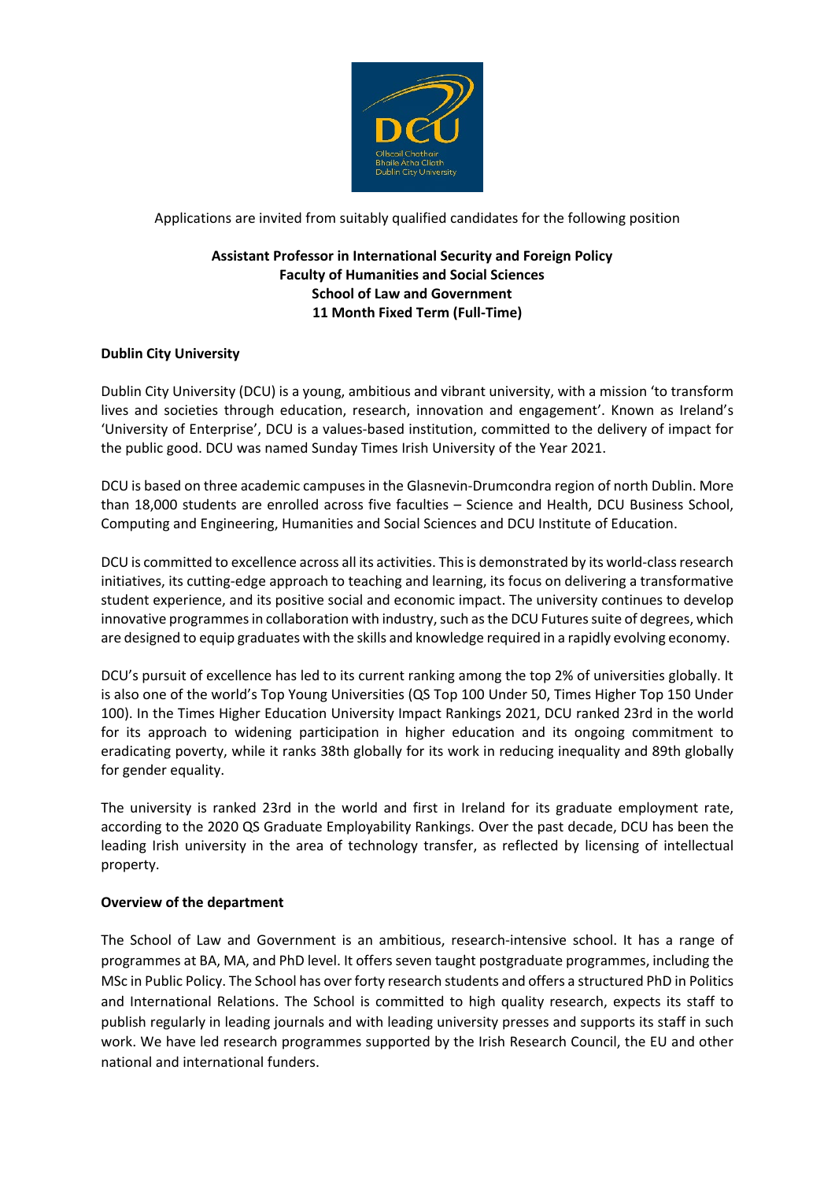Applications are invited from suitably qualified candidates for the following position

**Assistant Professor in International Security and Foreign Policy**
**Faculty of Humanities and Social Sciences**
**School of Law and Government**
**11 Month Fixed Term (Full-Time)**

**Dublin City University**

Dublin City University (DCU) is a young, ambitious and vibrant university, with a mission 'to transform lives and societies through education, research, innovation and engagement'. Known as Ireland's 'University of Enterprise', DCU is a values-based institution, committed to the delivery of impact for the public good. DCU was named Sunday Times Irish University of the Year 2021.

DCU is based on three academic campuses in the Glasnevin-Drumcondra region of north Dublin. More than 18,000 students are enrolled across five faculties – Science and Health, DCU Business School, Computing and Engineering, Humanities and Social Sciences and DCU Institute of Education.

DCU is committed to excellence across all its activities. This is demonstrated by its world-class research initiatives, its cutting-edge approach to teaching and learning, its focus on delivering a transformative student experience, and its positive social and economic impact. The university continues to develop innovative programmes in collaboration with industry, such as the DCU Futures suite of degrees, which are designed to equip graduates with the skills and knowledge required in a rapidly evolving economy.

DCU's pursuit of excellence has led to its current ranking among the top 2% of universities globally. It is also one of the world's Top Young Universities (QS Top 100 Under 50, Times Higher Top 150 Under 100). In the Times Higher Education University Impact Rankings 2021, DCU ranked 23rd in the world for its approach to widening participation in higher education and its ongoing commitment to eradicating poverty, while it ranks 38th globally for its work in reducing inequality and 89th globally for gender equality.

The university is ranked 23rd in the world and first in Ireland for its graduate employment rate, according to the 2020 QS Graduate Employability Rankings. Over the past decade, DCU has been the leading Irish university in the area of technology transfer, as reflected by licensing of intellectual property.

**Overview of the department**

The School of Law and Government is an ambitious, research-intensive school. It has a range of programmes at BA, MA, and PhD level. It offers seven taught postgraduate programmes, including the MSc in Public Policy. The School has over forty research students and offers a structured PhD in Politics and International Relations. The School is committed to high quality research, expects its staff to publish regularly in leading journals and with leading university presses and supports its staff in such work. We have led research programmes supported by the Irish Research Council, the EU and other national and international funders.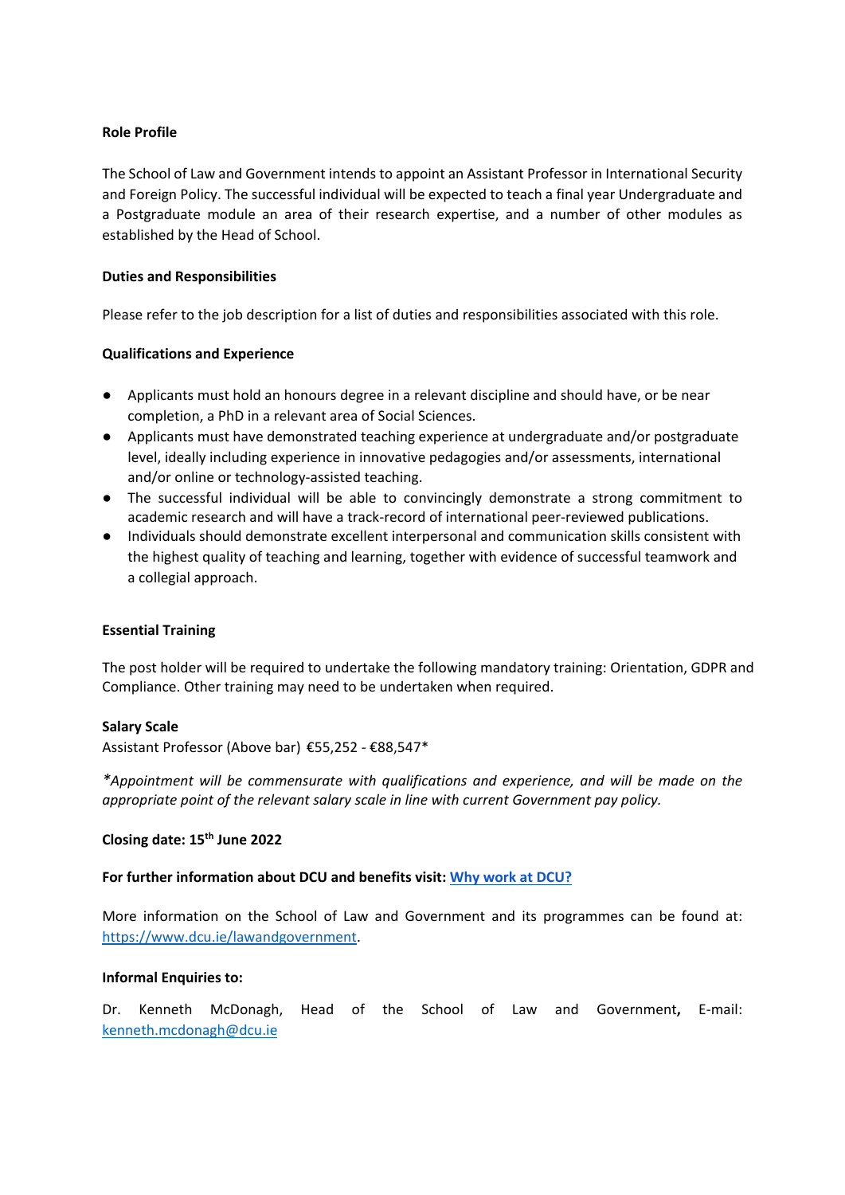**Role Profile**

The School of Law and Government intends to appoint an Assistant Professor in International Security and Foreign Policy. The successful individual will be expected to teach a final year Undergraduate and a Postgraduate module an area of their research expertise, and a number of other modules as established by the Head of School.

**Duties and Responsibilities**

Please refer to the job description for a list of duties and responsibilities associated with this role.

**Qualifications and Experience**

- Applicants must hold an honours degree in a relevant discipline and should have, or be near completion, a PhD in a relevant area of Social Sciences.
- Applicants must have demonstrated teaching experience at undergraduate and/or postgraduate level, ideally including experience in innovative pedagogies and/or assessments, international and/or online or technology-assisted teaching.
- The successful individual will be able to convincingly demonstrate a strong commitment to academic research and will have a track-record of international peer-reviewed publications.
- Individuals should demonstrate excellent interpersonal and communication skills consistent with the highest quality of teaching and learning, together with evidence of successful teamwork and a collegial approach.

**Essential Training**

The post holder will be required to undertake the following mandatory training: Orientation, GDPR and Compliance. Other training may need to be undertaken when required.

**Salary Scale**
Assistant Professor (Above bar) €55,252 - €88,547*

**Appointment will be commensurate with qualifications and experience, and will be made on the appropriate point of the relevant salary scale in line with current Government pay policy.*

**Closing date: 15th June 2022**

**For further information about DCU and benefits visit: Why work at DCU?**

More information on the School of Law and Government and its programmes can be found at: https://www.dcu.ie/lawandgovernment.

**Informal Enquiries to:**

Dr. Kenneth McDonagh, Head of the School of Law and Government**,** E-mail: kenneth.mcdonagh@dcu.ie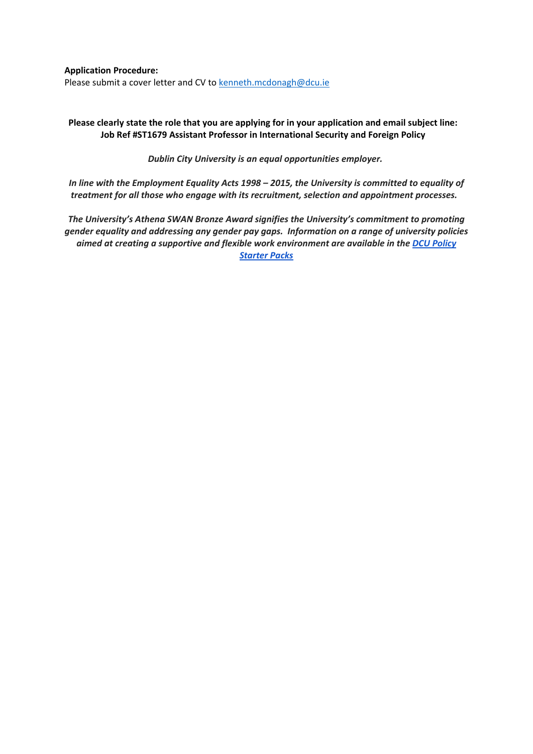**Application Procedure:**
Please submit a cover letter and CV to [kenneth.mcdonagh@dcu.ie](mailto:kenneth.mcdonagh@dcu.ie)

**Please clearly state the role that you are applying for in your application and email subject line: Job Ref #ST1679 Assistant Professor in International Security and Foreign Policy**

***Dublin City University is an equal opportunities employer.***

***In line with the Employment Equality Acts 1998 – 2015, the University is committed to equality of treatment for all those who engage with its recruitment, selection and appointment processes.***

***The University's Athena SWAN Bronze Award signifies the University's commitment to promoting gender equality and addressing any gender pay gaps. Information on a range of university policies aimed at creating a supportive and flexible work environment are available in the DCU Policy Starter Packs***